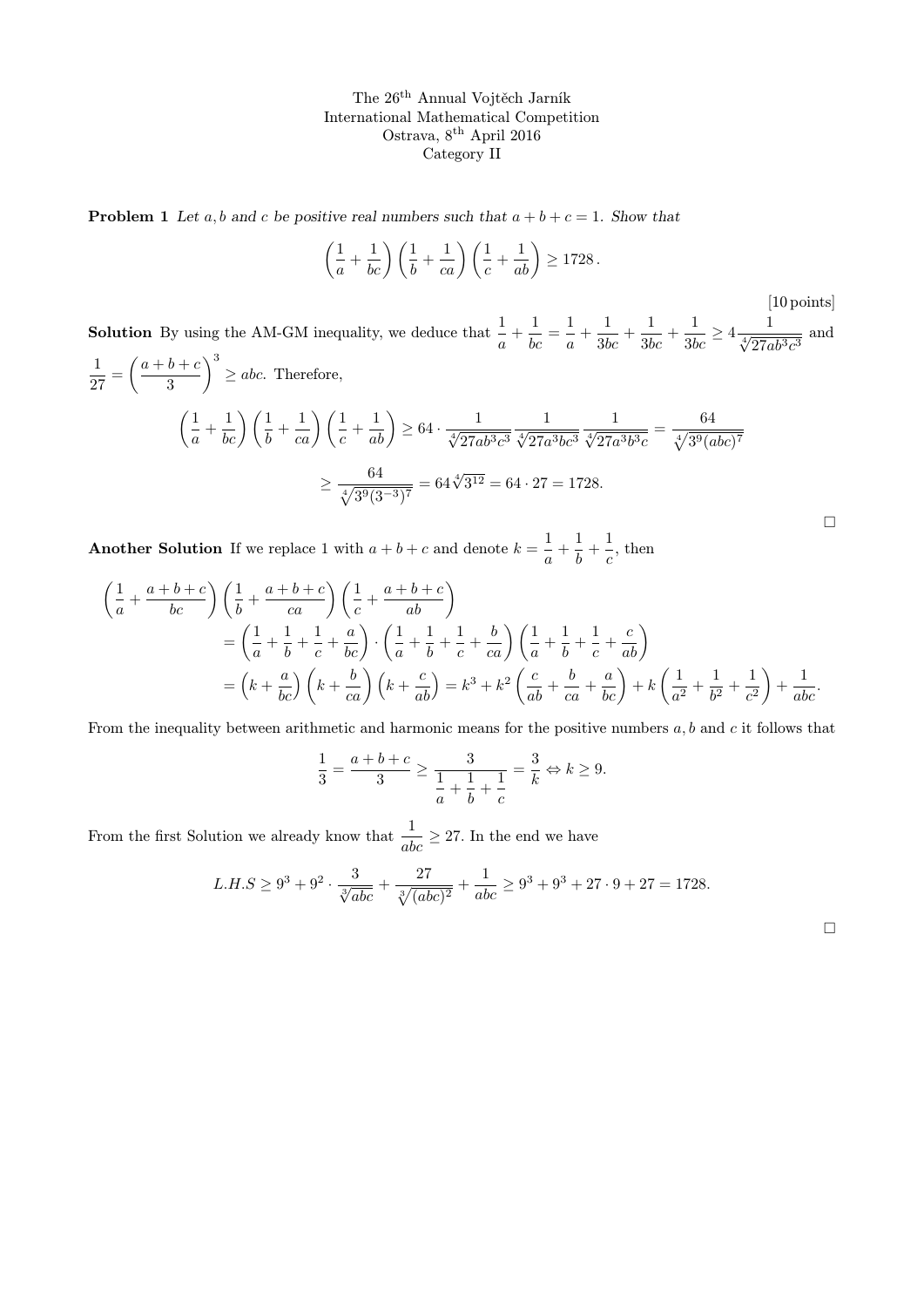The 26[th] Annual Vojtěch Jarník
International Mathematical Competition
Ostrava, 8[th] April 2016
Category II

**Problem 1** *Let $a, b$ and $c$ be positive real numbers such that $a + b + c = 1$. Show that*

$$\left(\frac{1}{a} + \frac{1}{bc}\right)\left(\frac{1}{b} + \frac{1}{ca}\right)\left(\frac{1}{c} + \frac{1}{ab}\right) \geq 1728\,.$$

[10 points]

**Solution** By using the AM-GM inequality, we deduce that $\dfrac{1}{a} + \dfrac{1}{bc} = \dfrac{1}{a} + \dfrac{1}{3bc} + \dfrac{1}{3bc} + \dfrac{1}{3bc} \geq 4\dfrac{1}{\sqrt[4]{27ab^3c^3}}$ and $\dfrac{1}{27} = \left(\dfrac{a+b+c}{3}\right)^3 \geq abc$. Therefore,

$$\left(\frac{1}{a} + \frac{1}{bc}\right)\left(\frac{1}{b} + \frac{1}{ca}\right)\left(\frac{1}{c} + \frac{1}{ab}\right) \geq 64 \cdot \frac{1}{\sqrt[4]{27ab^3c^3}} \frac{1}{\sqrt[4]{27a^3bc^3}} \frac{1}{\sqrt[4]{27a^3b^3c}} = \frac{64}{\sqrt[4]{3^9(abc)^7}}$$

$$\geq \frac{64}{\sqrt[4]{3^9(3^{-3})^7}} = 64\sqrt[4]{3^{12}} = 64 \cdot 27 = 1728.$$

$\square$

**Another Solution** If we replace 1 with $a + b + c$ and denote $k = \dfrac{1}{a} + \dfrac{1}{b} + \dfrac{1}{c}$, then

$$\begin{aligned}
&\left(\frac{1}{a} + \frac{a+b+c}{bc}\right)\left(\frac{1}{b} + \frac{a+b+c}{ca}\right)\left(\frac{1}{c} + \frac{a+b+c}{ab}\right) \\
&\quad = \left(\frac{1}{a} + \frac{1}{b} + \frac{1}{c} + \frac{a}{bc}\right) \cdot \left(\frac{1}{a} + \frac{1}{b} + \frac{1}{c} + \frac{b}{ca}\right)\left(\frac{1}{a} + \frac{1}{b} + \frac{1}{c} + \frac{c}{ab}\right) \\
&\quad = \left(k + \frac{a}{bc}\right)\left(k + \frac{b}{ca}\right)\left(k + \frac{c}{ab}\right) = k^3 + k^2\left(\frac{c}{ab} + \frac{b}{ca} + \frac{a}{bc}\right) + k\left(\frac{1}{a^2} + \frac{1}{b^2} + \frac{1}{c^2}\right) + \frac{1}{abc}.
\end{aligned}$$

From the inequality between arithmetic and harmonic means for the positive numbers $a, b$ and $c$ it follows that

$$\frac{1}{3} = \frac{a+b+c}{3} \geq \frac{3}{\dfrac{1}{a} + \dfrac{1}{b} + \dfrac{1}{c}} = \frac{3}{k} \Leftrightarrow k \geq 9.$$

From the first Solution we already know that $\dfrac{1}{abc} \geq 27$. In the end we have

$$L.H.S \geq 9^3 + 9^2 \cdot \frac{3}{\sqrt[3]{abc}} + \frac{27}{\sqrt[3]{(abc)^2}} + \frac{1}{abc} \geq 9^3 + 9^3 + 27 \cdot 9 + 27 = 1728.$$

$\square$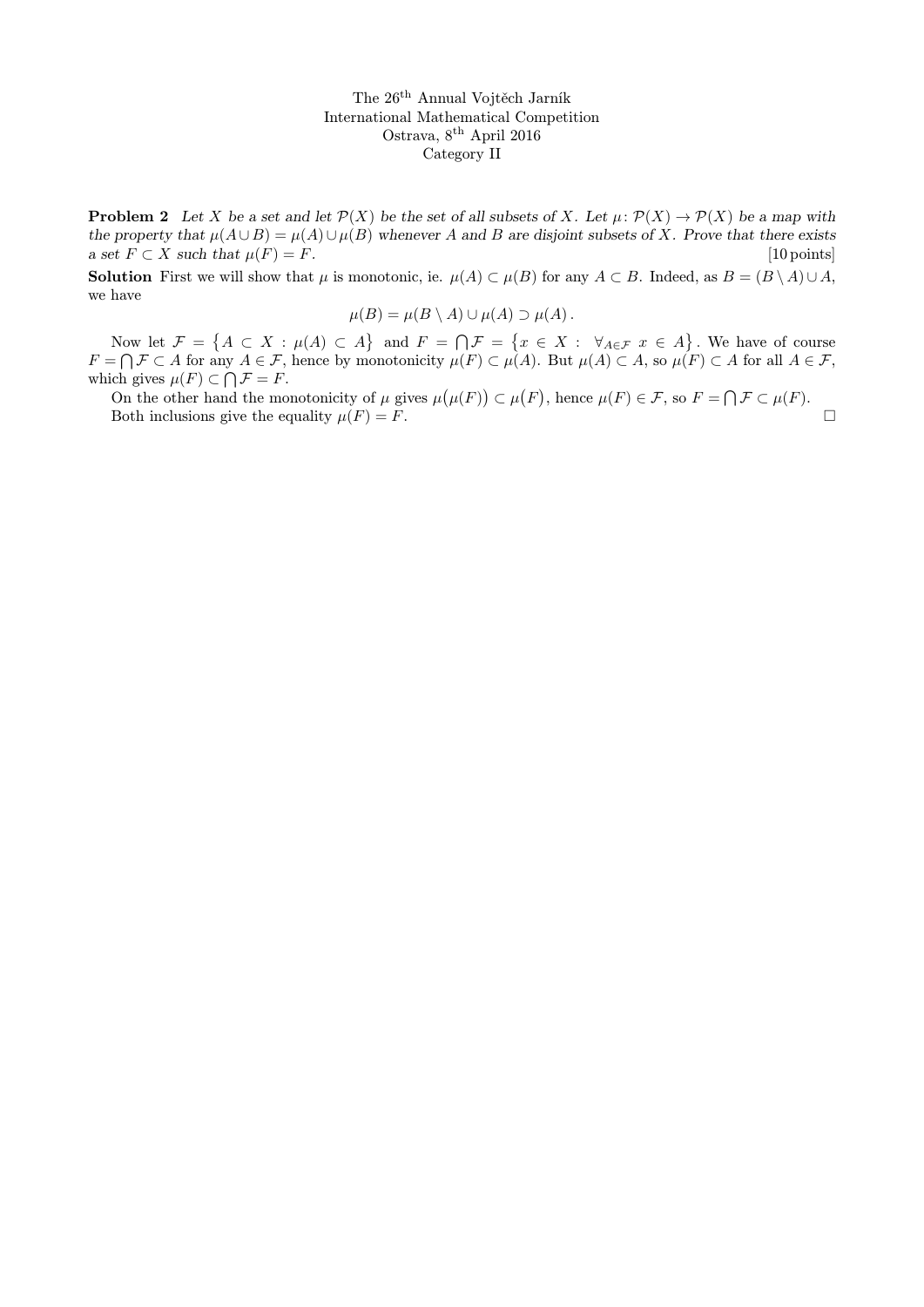The 26th Annual Vojtěch Jarník
International Mathematical Competition
Ostrava, 8th April 2016
Category II

**Problem 2** *Let $X$ be a set and let $\mathcal{P}(X)$ be the set of all subsets of $X$. Let $\mu\colon \mathcal{P}(X) \to \mathcal{P}(X)$ be a map with the property that $\mu(A \cup B) = \mu(A) \cup \mu(B)$ whenever $A$ and $B$ are disjoint subsets of $X$. Prove that there exists a set $F \subset X$ such that $\mu(F) = F$.* [10 points]

**Solution** First we will show that $\mu$ is monotonic, ie. $\mu(A) \subset \mu(B)$ for any $A \subset B$. Indeed, as $B = (B \setminus A) \cup A$, we have

$$\mu(B) = \mu(B \setminus A) \cup \mu(A) \supset \mu(A).$$

Now let $\mathcal{F} = \{A \subset X : \mu(A) \subset A\}$ and $F = \bigcap \mathcal{F} = \{x \in X : \forall_{A \in \mathcal{F}}\ x \in A\}$. We have of course $F = \bigcap \mathcal{F} \subset A$ for any $A \in \mathcal{F}$, hence by monotonicity $\mu(F) \subset \mu(A)$. But $\mu(A) \subset A$, so $\mu(F) \subset A$ for all $A \in \mathcal{F}$, which gives $\mu(F) \subset \bigcap \mathcal{F} = F$.

On the other hand the monotonicity of $\mu$ gives $\mu\big(\mu(F)\big) \subset \mu\big(F\big)$, hence $\mu(F) \in \mathcal{F}$, so $F = \bigcap \mathcal{F} \subset \mu(F)$.

Both inclusions give the equality $\mu(F) = F$. □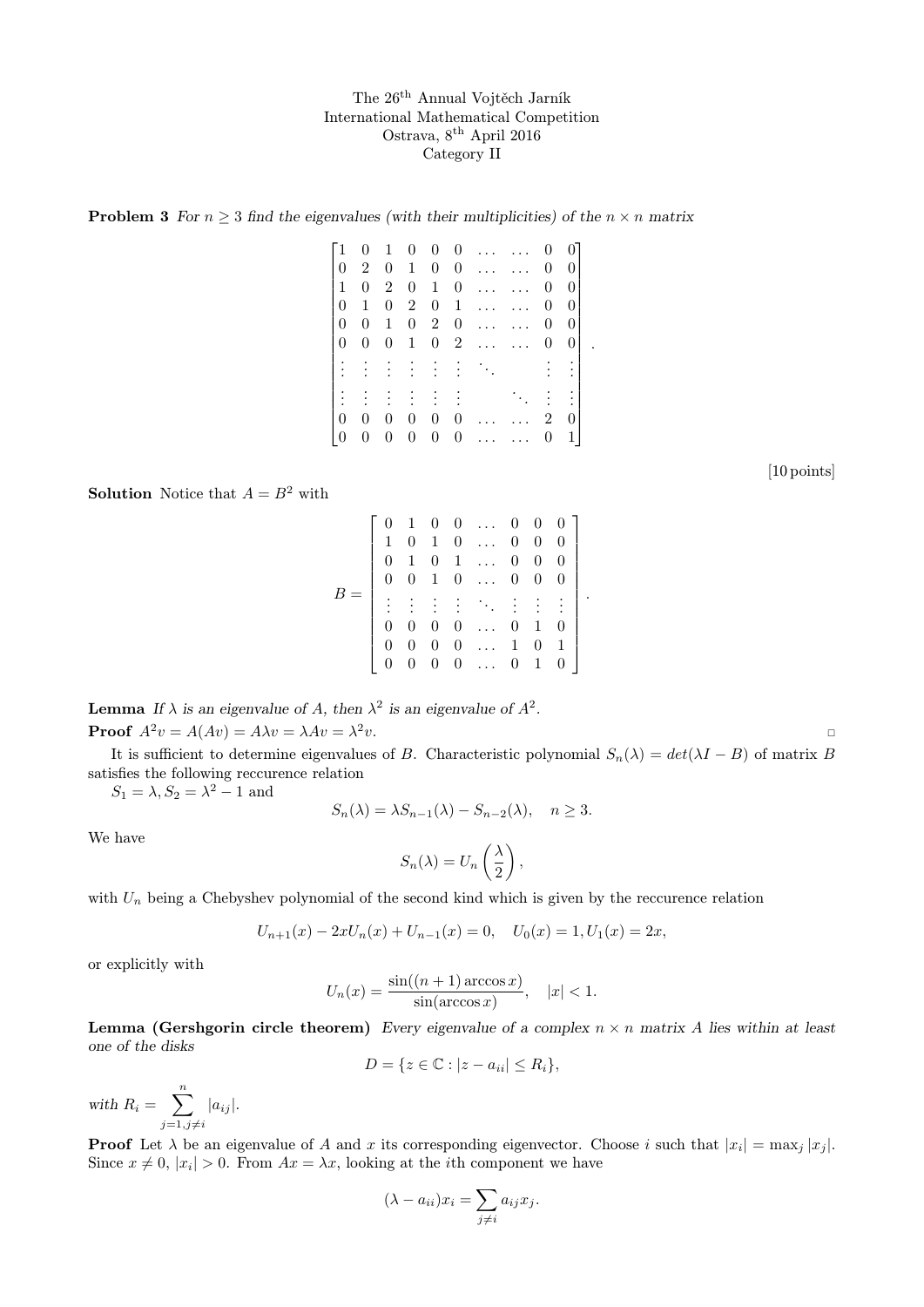The 26[th] Annual Vojtěch Jarník
International Mathematical Competition
Ostrava, 8[th] April 2016
Category II

**Problem 3** *For $n \geq 3$ find the eigenvalues (with their multiplicities) of the $n \times n$ matrix*

$$\begin{bmatrix} 1 & 0 & 1 & 0 & 0 & 0 & \dots & \dots & 0 & 0 \\ 0 & 2 & 0 & 1 & 0 & 0 & \dots & \dots & 0 & 0 \\ 1 & 0 & 2 & 0 & 1 & 0 & \dots & \dots & 0 & 0 \\ 0 & 1 & 0 & 2 & 0 & 1 & \dots & \dots & 0 & 0 \\ 0 & 0 & 1 & 0 & 2 & 0 & \dots & \dots & 0 & 0 \\ 0 & 0 & 0 & 1 & 0 & 2 & \dots & \dots & 0 & 0 \\ \vdots & \vdots & \vdots & \vdots & \vdots & \vdots & \ddots & & \vdots & \vdots \\ \vdots & \vdots & \vdots & \vdots & \vdots & \vdots & & \ddots & \vdots & \vdots \\ 0 & 0 & 0 & 0 & 0 & 0 & \dots & \dots & 2 & 0 \\ 0 & 0 & 0 & 0 & 0 & 0 & \dots & \dots & 0 & 1 \end{bmatrix}.$$

[10 points]

**Solution** Notice that $A = B^2$ with

$$B = \begin{bmatrix} 0 & 1 & 0 & 0 & \dots & 0 & 0 & 0 \\ 1 & 0 & 1 & 0 & \dots & 0 & 0 & 0 \\ 0 & 1 & 0 & 1 & \dots & 0 & 0 & 0 \\ 0 & 0 & 1 & 0 & \dots & 0 & 0 & 0 \\ \vdots & \vdots & \vdots & \vdots & \ddots & \vdots & \vdots & \vdots \\ 0 & 0 & 0 & 0 & \dots & 0 & 1 & 0 \\ 0 & 0 & 0 & 0 & \dots & 1 & 0 & 1 \\ 0 & 0 & 0 & 0 & \dots & 0 & 1 & 0 \end{bmatrix}.$$

**Lemma** *If $\lambda$ is an eigenvalue of $A$, then $\lambda^2$ is an eigenvalue of $A^2$.*

**Proof** $A^2 v = A(Av) = A\lambda v = \lambda A v = \lambda^2 v$. □

It is sufficient to determine eigenvalues of $B$. Characteristic polynomial $S_n(\lambda) = det(\lambda I - B)$ of matrix $B$ satisfies the following reccurence relation

$S_1 = \lambda, S_2 = \lambda^2 - 1$ and

$$S_n(\lambda) = \lambda S_{n-1}(\lambda) - S_{n-2}(\lambda), \quad n \geq 3.$$

We have

$$S_n(\lambda) = U_n\left(\frac{\lambda}{2}\right),$$

with $U_n$ being a Chebyshev polynomial of the second kind which is given by the reccurence relation

$$U_{n+1}(x) - 2xU_n(x) + U_{n-1}(x) = 0, \quad U_0(x) = 1, U_1(x) = 2x,$$

or explicitly with

$$U_n(x) = \frac{\sin((n+1)\arccos x)}{\sin(\arccos x)}, \quad |x| < 1.$$

**Lemma (Gershgorin circle theorem)** *Every eigenvalue of a complex $n \times n$ matrix $A$ lies within at least one of the disks*

$$D = \{z \in \mathbb{C} : |z - a_{ii}| \leq R_i\},$$

*with* $R_i = \sum_{j=1, j\neq i}^{n} |a_{ij}|$.

**Proof** Let $\lambda$ be an eigenvalue of $A$ and $x$ its corresponding eigenvector. Choose $i$ such that $|x_i| = \max_j |x_j|$. Since $x \neq 0$, $|x_i| > 0$. From $Ax = \lambda x$, looking at the $i$th component we have

$$(\lambda - a_{ii})x_i = \sum_{j \neq i} a_{ij} x_j.$$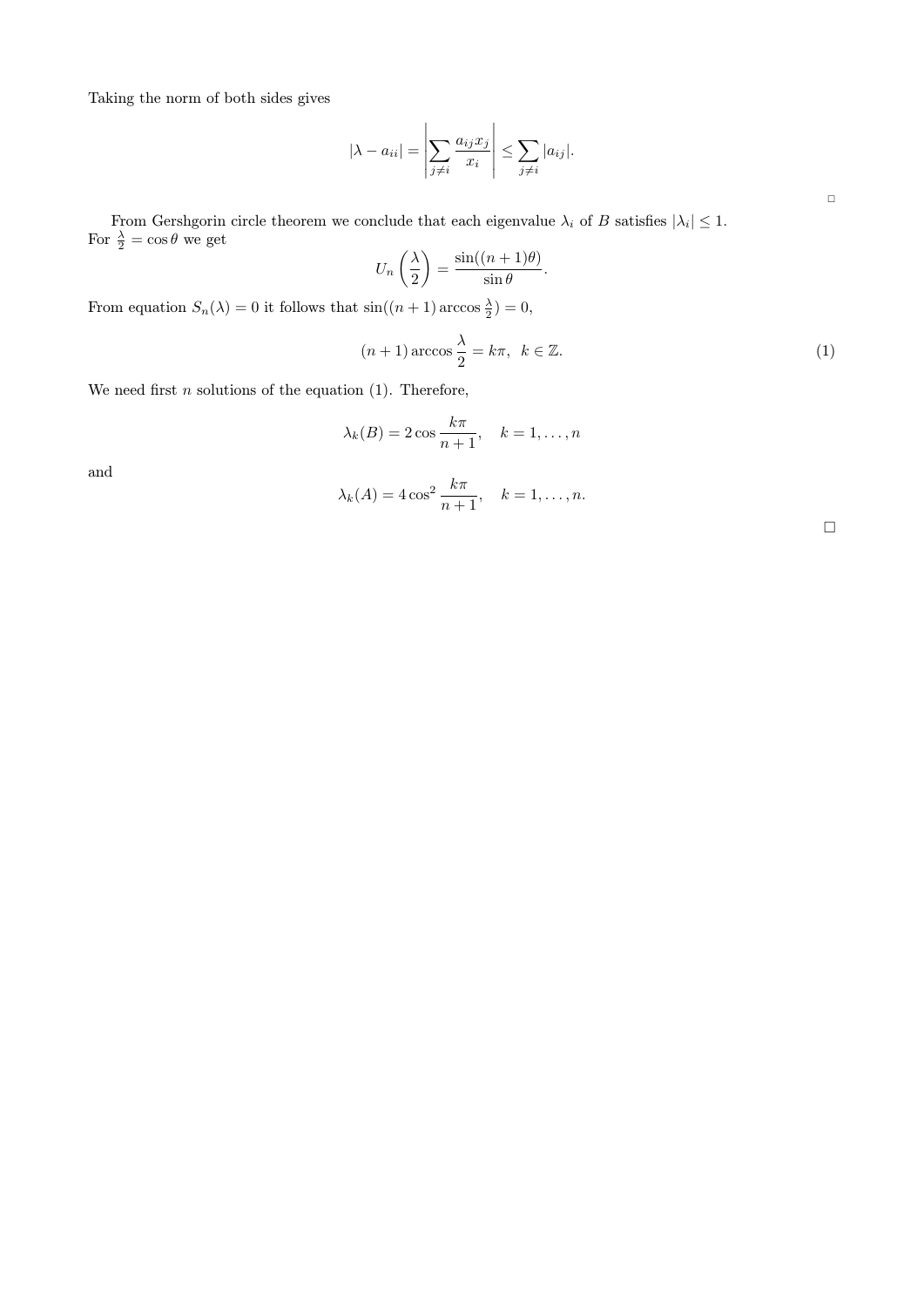Taking the norm of both sides gives

$$|\lambda - a_{ii}| = \left| \sum_{j \neq i} \frac{a_{ij} x_j}{x_i} \right| \leq \sum_{j \neq i} |a_{ij}|.$$

□

From Gershgorin circle theorem we conclude that each eigenvalue $\lambda_i$ of $B$ satisfies $|\lambda_i| \leq 1$. For $\frac{\lambda}{2} = \cos\theta$ we get

$$U_n\left(\frac{\lambda}{2}\right) = \frac{\sin((n+1)\theta)}{\sin\theta}.$$

From equation $S_n(\lambda) = 0$ it follows that $\sin((n+1)\arccos\frac{\lambda}{2}) = 0$,

$$(n+1)\arccos\frac{\lambda}{2} = k\pi, \quad k \in \mathbb{Z}. \tag{1}$$

We need first $n$ solutions of the equation (1). Therefore,

$$\lambda_k(B) = 2\cos\frac{k\pi}{n+1}, \quad k = 1, \ldots, n$$

and

$$\lambda_k(A) = 4\cos^2\frac{k\pi}{n+1}, \quad k = 1, \ldots, n.$$

□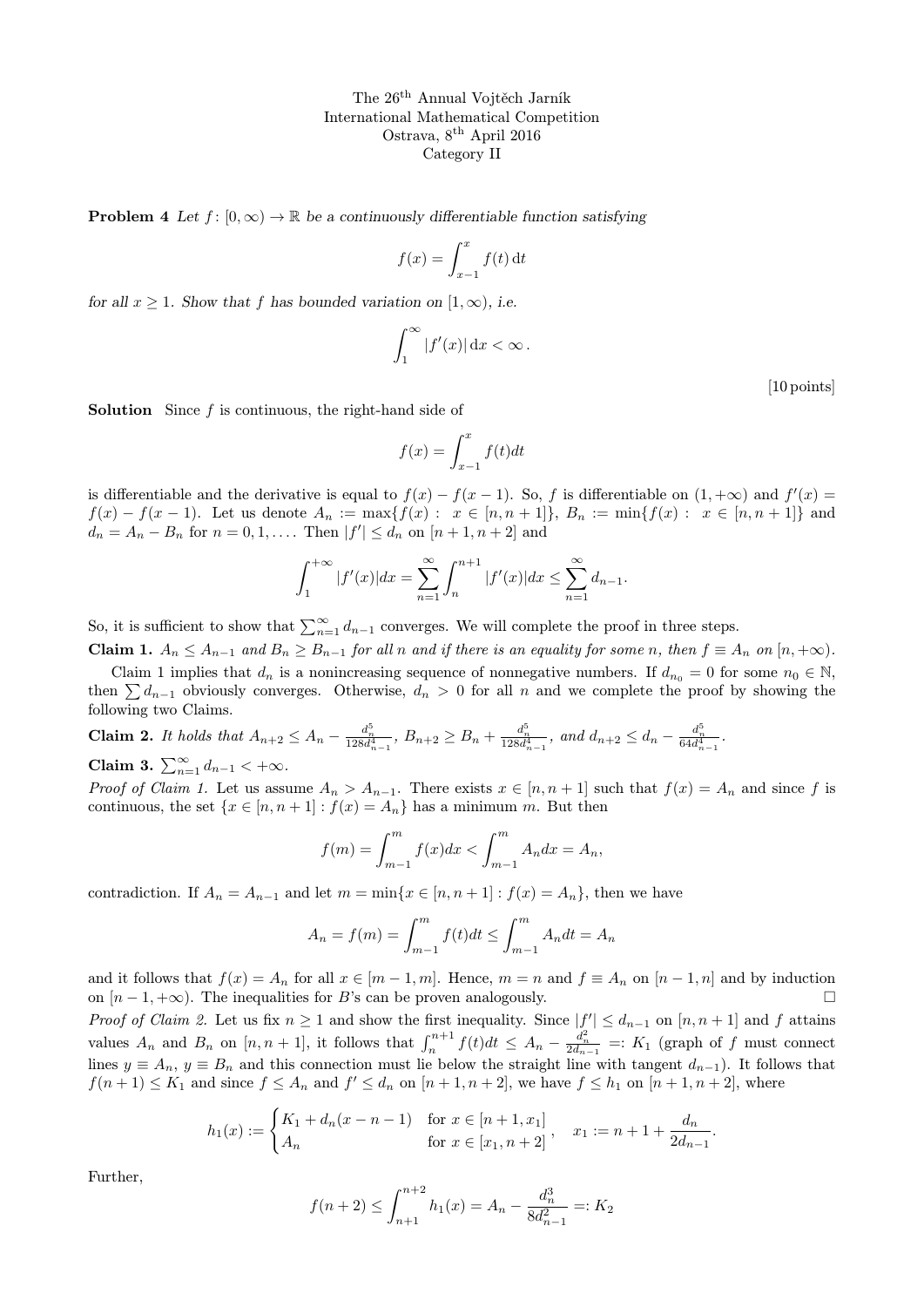The 26[th] Annual Vojtěch Jarník
International Mathematical Competition
Ostrava, 8[th] April 2016
Category II

**Problem 4** *Let $f\colon [0,\infty) \to \mathbb{R}$ be a continuously differentiable function satisfying*

$$f(x) = \int_{x-1}^{x} f(t)\,\mathrm{d}t$$

*for all $x \geq 1$. Show that $f$ has bounded variation on $[1,\infty)$, i.e.*

$$\int_1^{\infty} |f'(x)|\,\mathrm{d}x < \infty\,.$$

[10 points]

**Solution** Since $f$ is continuous, the right-hand side of

$$f(x) = \int_{x-1}^{x} f(t)dt$$

is differentiable and the derivative is equal to $f(x) - f(x-1)$. So, $f$ is differentiable on $(1,+\infty)$ and $f'(x) = f(x) - f(x-1)$. Let us denote $A_n := \max\{f(x) : x \in [n, n+1]\}$, $B_n := \min\{f(x) : x \in [n, n+1]\}$ and $d_n = A_n - B_n$ for $n = 0, 1, \ldots$. Then $|f'| \leq d_n$ on $[n+1, n+2]$ and

$$\int_1^{+\infty} |f'(x)|dx = \sum_{n=1}^{\infty} \int_n^{n+1} |f'(x)|dx \leq \sum_{n=1}^{\infty} d_{n-1}.$$

So, it is sufficient to show that $\sum_{n=1}^{\infty} d_{n-1}$ converges. We will complete the proof in three steps.

**Claim 1.** *$A_n \leq A_{n-1}$ and $B_n \geq B_{n-1}$ for all $n$ and if there is an equality for some $n$, then $f \equiv A_n$ on $[n, +\infty)$.*

Claim 1 implies that $d_n$ is a nonincreasing sequence of nonnegative numbers. If $d_{n_0} = 0$ for some $n_0 \in \mathbb{N}$, then $\sum d_{n-1}$ obviously converges. Otherwise, $d_n > 0$ for all $n$ and we complete the proof by showing the following two Claims.

**Claim 2.** *It holds that $A_{n+2} \leq A_n - \frac{d_n^5}{128 d_{n-1}^4}$, $B_{n+2} \geq B_n + \frac{d_n^5}{128 d_{n-1}^4}$, and $d_{n+2} \leq d_n - \frac{d_n^5}{64 d_{n-1}^4}$.*

**Claim 3.** $\sum_{n=1}^{\infty} d_{n-1} < +\infty$.

*Proof of Claim 1.* Let us assume $A_n > A_{n-1}$. There exists $x \in [n, n+1]$ such that $f(x) = A_n$ and since $f$ is continuous, the set $\{x \in [n, n+1] : f(x) = A_n\}$ has a minimum $m$. But then

$$f(m) = \int_{m-1}^{m} f(x)dx < \int_{m-1}^{m} A_n dx = A_n,$$

contradiction. If $A_n = A_{n-1}$ and let $m = \min\{x \in [n, n+1] : f(x) = A_n\}$, then we have

$$A_n = f(m) = \int_{m-1}^{m} f(t)dt \leq \int_{m-1}^{m} A_n dt = A_n$$

and it follows that $f(x) = A_n$ for all $x \in [m-1, m]$. Hence, $m = n$ and $f \equiv A_n$ on $[n-1, n]$ and by induction on $[n-1, +\infty)$. The inequalities for $B$'s can be proven analogously. $\square$

*Proof of Claim 2.* Let us fix $n \geq 1$ and show the first inequality. Since $|f'| \leq d_{n-1}$ on $[n, n+1]$ and $f$ attains values $A_n$ and $B_n$ on $[n, n+1]$, it follows that $\int_n^{n+1} f(t)dt \leq A_n - \frac{d_n^2}{2d_{n-1}} =: K_1$ (graph of $f$ must connect lines $y \equiv A_n$, $y \equiv B_n$ and this connection must lie below the straight line with tangent $d_{n-1}$). It follows that $f(n+1) \leq K_1$ and since $f \leq A_n$ and $f' \leq d_n$ on $[n+1, n+2]$, we have $f \leq h_1$ on $[n+1, n+2]$, where

$$h_1(x) := \begin{cases} K_1 + d_n(x - n - 1) & \text{for } x \in [n+1, x_1] \\ A_n & \text{for } x \in [x_1, n+2] \end{cases}, \quad x_1 := n + 1 + \frac{d_n}{2d_{n-1}}.$$

Further,

$$f(n+2) \leq \int_{n+1}^{n+2} h_1(x) = A_n - \frac{d_n^3}{8d_{n-1}^2} =: K_2$$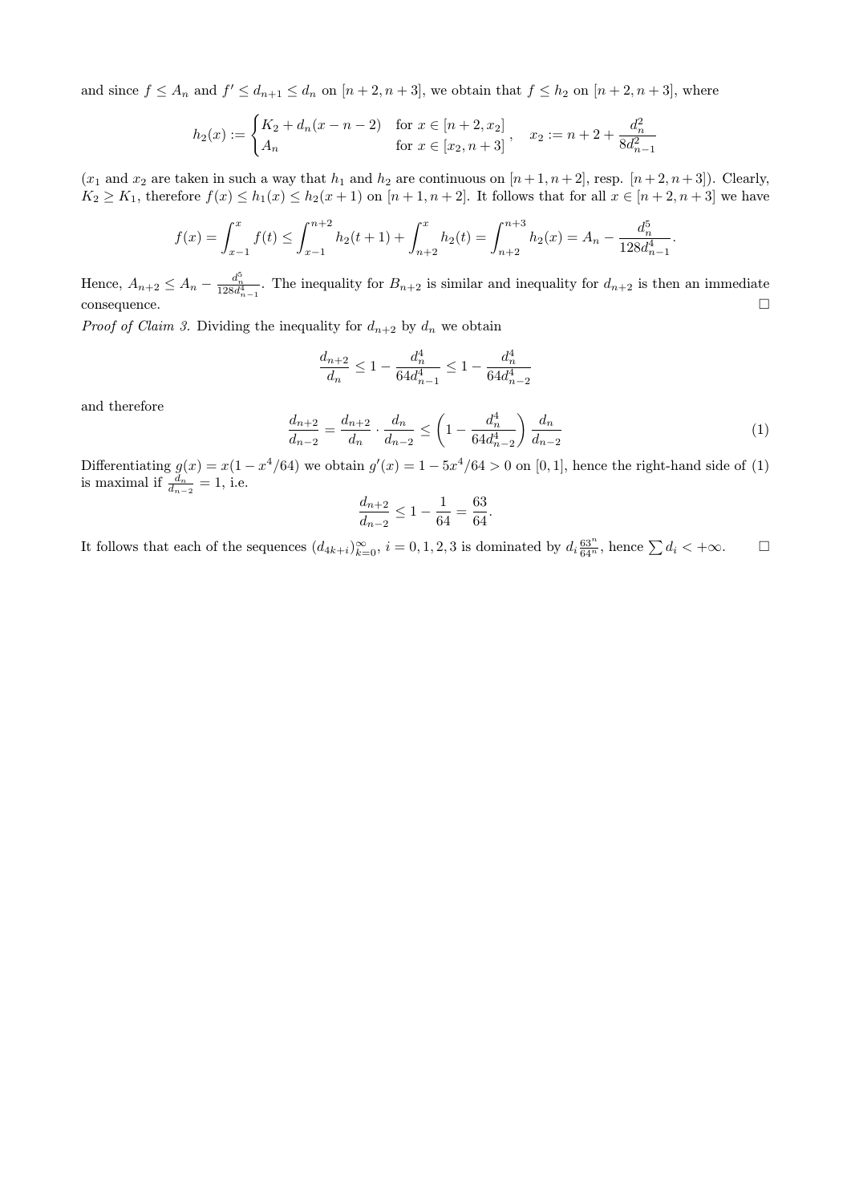and since $f \leq A_n$ and $f' \leq d_{n+1} \leq d_n$ on $[n+2, n+3]$, we obtain that $f \leq h_2$ on $[n+2, n+3]$, where

$$h_2(x) := \begin{cases} K_2 + d_n(x - n - 2) & \text{for } x \in [n+2, x_2] \\ A_n & \text{for } x \in [x_2, n+3] \end{cases}, \quad x_2 := n + 2 + \frac{d_n^2}{8d_{n-1}^2}$$

($x_1$ and $x_2$ are taken in such a way that $h_1$ and $h_2$ are continuous on $[n+1, n+2]$, resp. $[n+2, n+3]$). Clearly, $K_2 \geq K_1$, therefore $f(x) \leq h_1(x) \leq h_2(x+1)$ on $[n+1, n+2]$. It follows that for all $x \in [n+2, n+3]$ we have

$$f(x) = \int_{x-1}^{x} f(t) \leq \int_{x-1}^{n+2} h_2(t+1) + \int_{n+2}^{x} h_2(t) = \int_{n+2}^{n+3} h_2(x) = A_n - \frac{d_n^5}{128 d_{n-1}^4}.$$

Hence, $A_{n+2} \leq A_n - \frac{d_n^5}{128 d_{n-1}^4}$. The inequality for $B_{n+2}$ is similar and inequality for $d_{n+2}$ is then an immediate consequence. □

*Proof of Claim 3.* Dividing the inequality for $d_{n+2}$ by $d_n$ we obtain

$$\frac{d_{n+2}}{d_n} \leq 1 - \frac{d_n^4}{64 d_{n-1}^4} \leq 1 - \frac{d_n^4}{64 d_{n-2}^4}$$

and therefore

$$\frac{d_{n+2}}{d_{n-2}} = \frac{d_{n+2}}{d_n} \cdot \frac{d_n}{d_{n-2}} \leq \left(1 - \frac{d_n^4}{64 d_{n-2}^4}\right) \frac{d_n}{d_{n-2}} \tag{1}$$

Differentiating $g(x) = x(1 - x^4/64)$ we obtain $g'(x) = 1 - 5x^4/64 > 0$ on $[0, 1]$, hence the right-hand side of (1) is maximal if $\frac{d_n}{d_{n-2}} = 1$, i.e.

$$\frac{d_{n+2}}{d_{n-2}} \leq 1 - \frac{1}{64} = \frac{63}{64}.$$

It follows that each of the sequences $(d_{4k+i})_{k=0}^{\infty}$, $i = 0, 1, 2, 3$ is dominated by $d_i \frac{63^n}{64^n}$, hence $\sum d_i < +\infty$. □